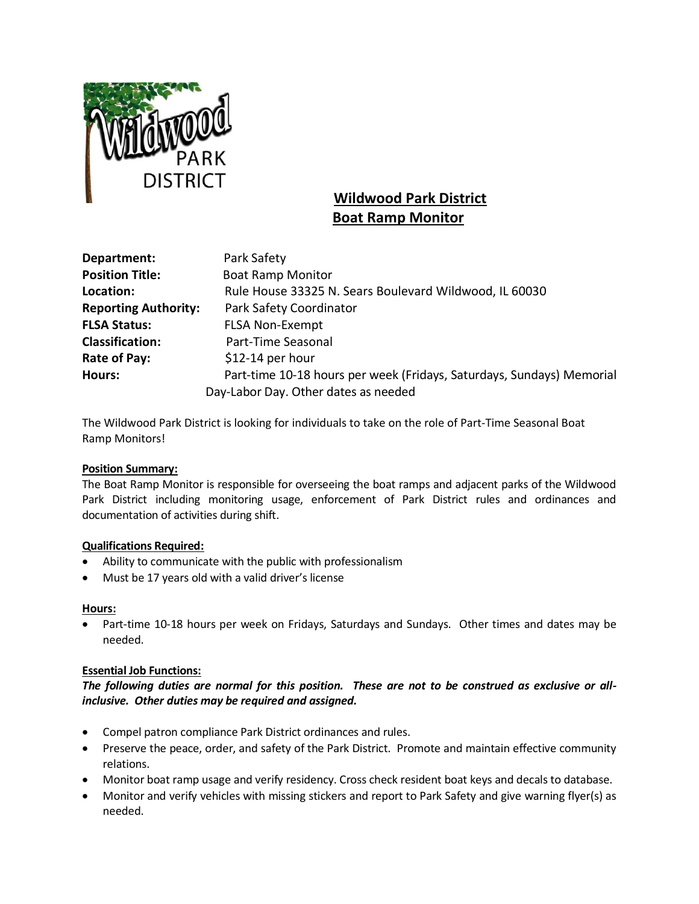# Wildwood Park District
## Boat Ramp Monitor

**Department:** Park Safety
**Position Title:** Boat Ramp Monitor
**Location:** Rule House 33325 N. Sears Boulevard Wildwood, IL 60030
**Reporting Authority:** Park Safety Coordinator
**FLSA Status:** FLSA Non-Exempt
**Classification:** Part-Time Seasonal
**Rate of Pay:** $12-14 per hour
**Hours:** Part-time 10-18 hours per week (Fridays, Saturdays, Sundays) Memorial Day-Labor Day. Other dates as needed

The Wildwood Park District is looking for individuals to take on the role of Part-Time Seasonal Boat Ramp Monitors!

**Position Summary:**
The Boat Ramp Monitor is responsible for overseeing the boat ramps and adjacent parks of the Wildwood Park District including monitoring usage, enforcement of Park District rules and ordinances and documentation of activities during shift.

**Qualifications Required:**
- Ability to communicate with the public with professionalism
- Must be 17 years old with a valid driver's license

**Hours:**
- Part-time 10-18 hours per week on Fridays, Saturdays and Sundays. Other times and dates may be needed.

**Essential Job Functions:**
***The following duties are normal for this position. These are not to be construed as exclusive or all-inclusive. Other duties may be required and assigned.***

- Compel patron compliance Park District ordinances and rules.
- Preserve the peace, order, and safety of the Park District. Promote and maintain effective community relations.
- Monitor boat ramp usage and verify residency. Cross check resident boat keys and decals to database.
- Monitor and verify vehicles with missing stickers and report to Park Safety and give warning flyer(s) as needed.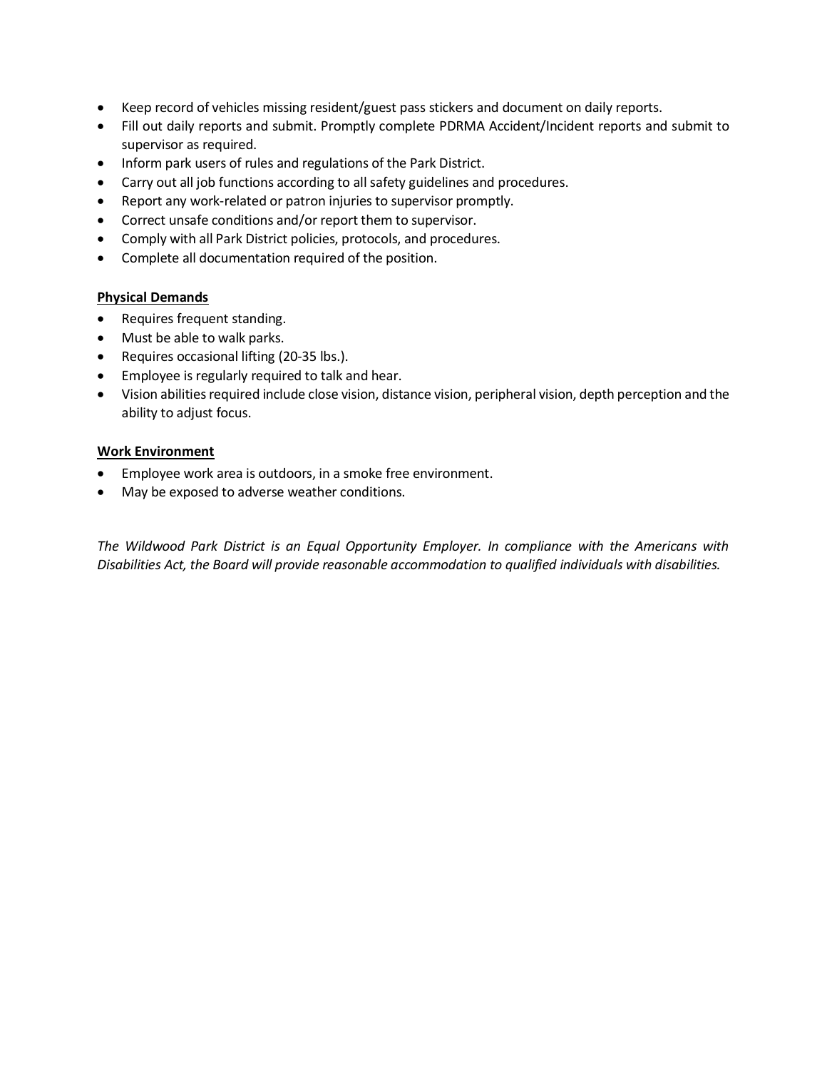- Keep record of vehicles missing resident/guest pass stickers and document on daily reports.
- Fill out daily reports and submit. Promptly complete PDRMA Accident/Incident reports and submit to supervisor as required.
- Inform park users of rules and regulations of the Park District.
- Carry out all job functions according to all safety guidelines and procedures.
- Report any work-related or patron injuries to supervisor promptly.
- Correct unsafe conditions and/or report them to supervisor.
- Comply with all Park District policies, protocols, and procedures.
- Complete all documentation required of the position.

**Physical Demands**

- Requires frequent standing.
- Must be able to walk parks.
- Requires occasional lifting (20-35 lbs.).
- Employee is regularly required to talk and hear.
- Vision abilities required include close vision, distance vision, peripheral vision, depth perception and the ability to adjust focus.

**Work Environment**

- Employee work area is outdoors, in a smoke free environment.
- May be exposed to adverse weather conditions.

*The Wildwood Park District is an Equal Opportunity Employer. In compliance with the Americans with Disabilities Act, the Board will provide reasonable accommodation to qualified individuals with disabilities.*